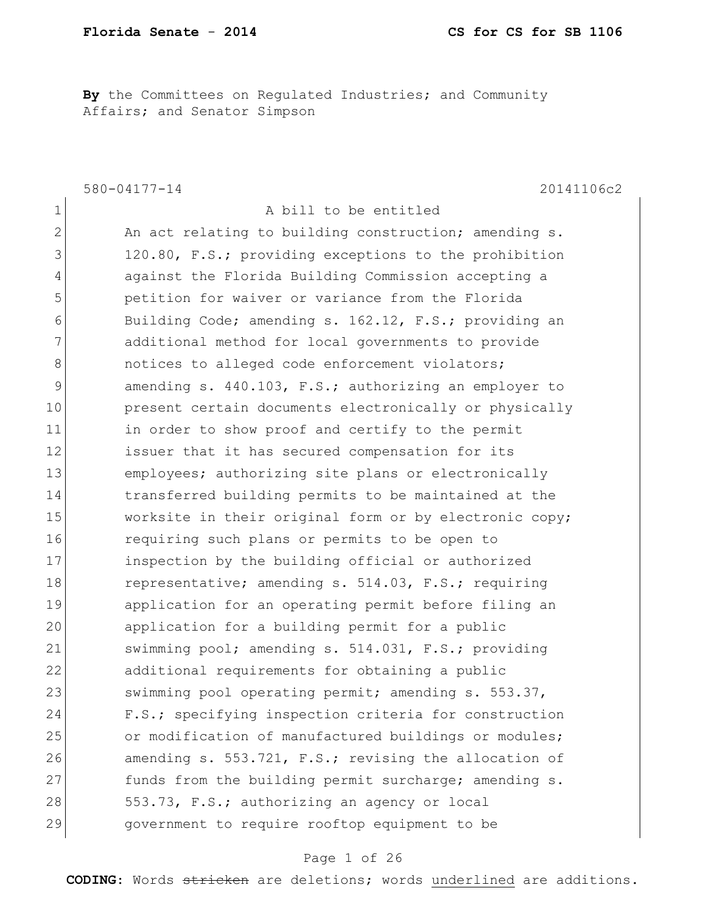**By** the Committees on Regulated Industries; and Community Affairs; and Senator Simpson

580-04177-14 20141106c2

1 A bill to be entitled
2 An act relating to building construction; amending s.
3 120.80, F.S.; providing exceptions to the prohibition
4 against the Florida Building Commission accepting a
5 petition for waiver or variance from the Florida
6 Building Code; amending s. 162.12, F.S.; providing an
7 additional method for local governments to provide
8 notices to alleged code enforcement violators;
9 amending s. 440.103, F.S.; authorizing an employer to
10 present certain documents electronically or physically
11 in order to show proof and certify to the permit
12 issuer that it has secured compensation for its
13 employees; authorizing site plans or electronically
14 transferred building permits to be maintained at the
15 worksite in their original form or by electronic copy;
16 requiring such plans or permits to be open to
17 inspection by the building official or authorized
18 representative; amending s. 514.03, F.S.; requiring
19 application for an operating permit before filing an
20 application for a building permit for a public
21 swimming pool; amending s. 514.031, F.S.; providing
22 additional requirements for obtaining a public
23 swimming pool operating permit; amending s. 553.37,
24 F.S.; specifying inspection criteria for construction
25 or modification of manufactured buildings or modules;
26 amending s. 553.721, F.S.; revising the allocation of
27 funds from the building permit surcharge; amending s.
28 553.73, F.S.; authorizing an agency or local
29 government to require rooftop equipment to be

**CODING:** Words ~~stricken~~ are deletions; words <u>underlined</u> are additions.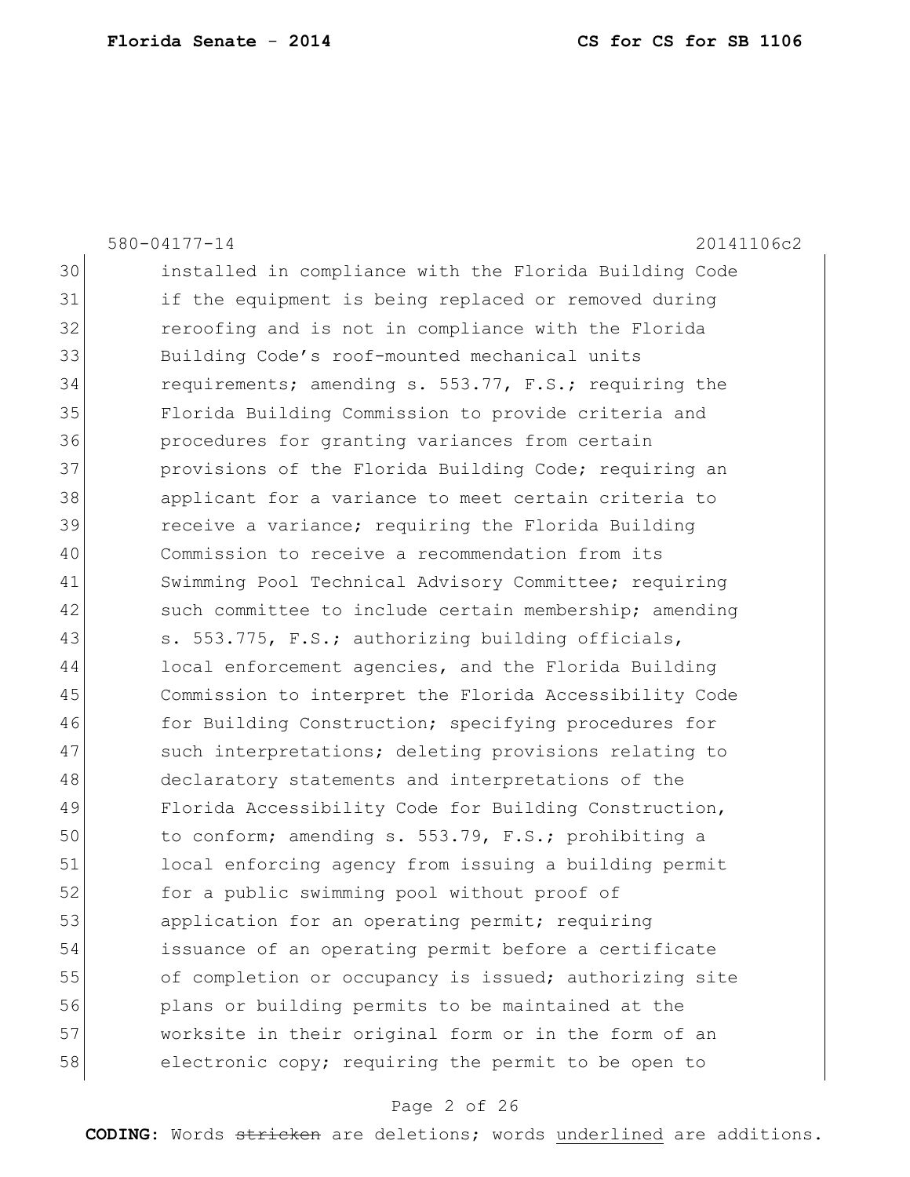580-04177-14 20141106c2

30 installed in compliance with the Florida Building Code
31 if the equipment is being replaced or removed during
32 reroofing and is not in compliance with the Florida
33 Building Code's roof-mounted mechanical units
34 requirements; amending s. 553.77, F.S.; requiring the
35 Florida Building Commission to provide criteria and
36 procedures for granting variances from certain
37 provisions of the Florida Building Code; requiring an
38 applicant for a variance to meet certain criteria to
39 receive a variance; requiring the Florida Building
40 Commission to receive a recommendation from its
41 Swimming Pool Technical Advisory Committee; requiring
42 such committee to include certain membership; amending
43 s. 553.775, F.S.; authorizing building officials,
44 local enforcement agencies, and the Florida Building
45 Commission to interpret the Florida Accessibility Code
46 for Building Construction; specifying procedures for
47 such interpretations; deleting provisions relating to
48 declaratory statements and interpretations of the
49 Florida Accessibility Code for Building Construction,
50 to conform; amending s. 553.79, F.S.; prohibiting a
51 local enforcing agency from issuing a building permit
52 for a public swimming pool without proof of
53 application for an operating permit; requiring
54 issuance of an operating permit before a certificate
55 of completion or occupancy is issued; authorizing site
56 plans or building permits to be maintained at the
57 worksite in their original form or in the form of an
58 electronic copy; requiring the permit to be open to

**CODING:** Words ~~stricken~~ are deletions; words <u>underlined</u> are additions.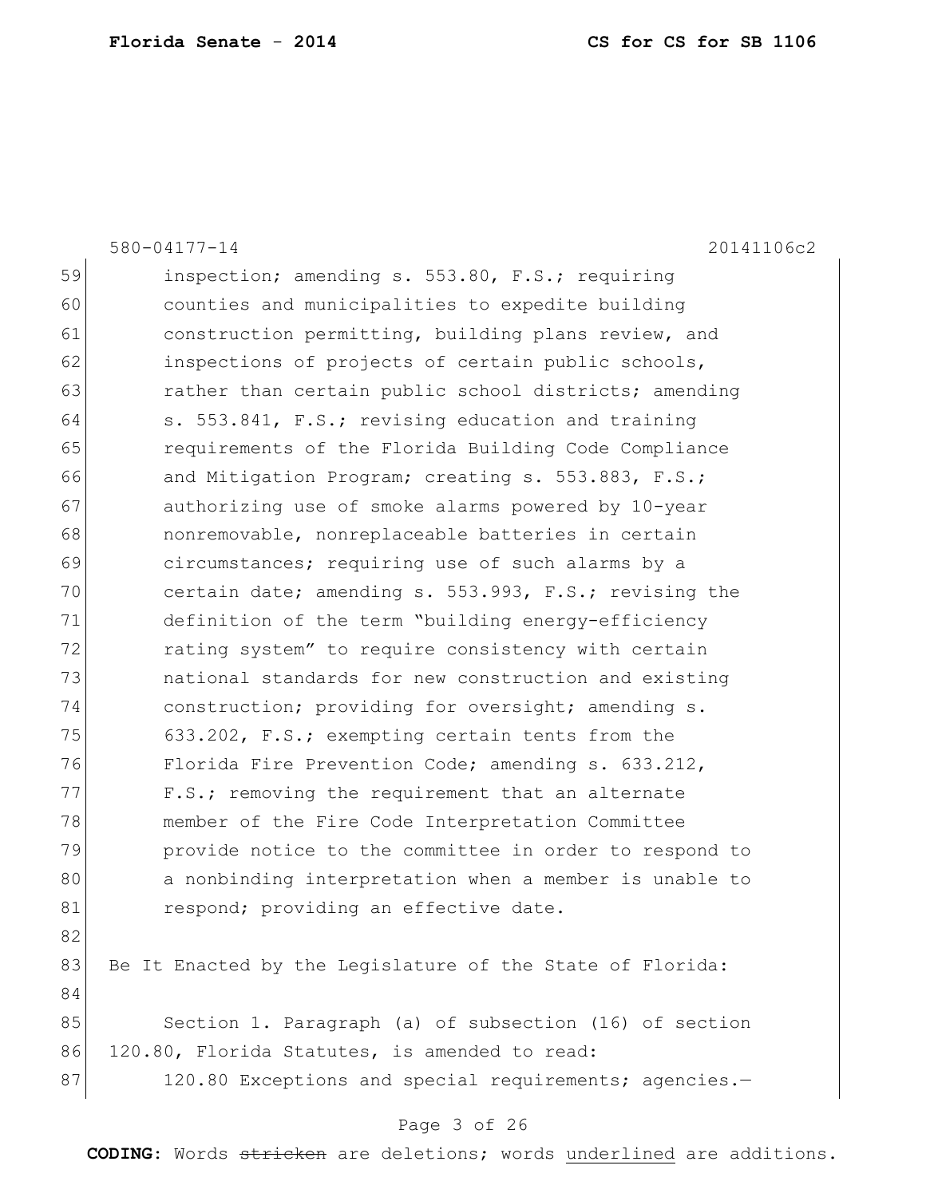580-04177-14 20141106c2

inspection; amending s. 553.80, F.S.; requiring counties and municipalities to expedite building construction permitting, building plans review, and inspections of projects of certain public schools, rather than certain public school districts; amending s. 553.841, F.S.; revising education and training requirements of the Florida Building Code Compliance and Mitigation Program; creating s. 553.883, F.S.; authorizing use of smoke alarms powered by 10-year nonremovable, nonreplaceable batteries in certain circumstances; requiring use of such alarms by a certain date; amending s. 553.993, F.S.; revising the definition of the term "building energy-efficiency rating system" to require consistency with certain national standards for new construction and existing construction; providing for oversight; amending s. 633.202, F.S.; exempting certain tents from the Florida Fire Prevention Code; amending s. 633.212, F.S.; removing the requirement that an alternate member of the Fire Code Interpretation Committee provide notice to the committee in order to respond to a nonbinding interpretation when a member is unable to respond; providing an effective date.

Be It Enacted by the Legislature of the State of Florida:

Section 1. Paragraph (a) of subsection (16) of section 120.80, Florida Statutes, is amended to read:

120.80 Exceptions and special requirements; agencies.—

**CODING:** Words ~~stricken~~ are deletions; words underlined are additions.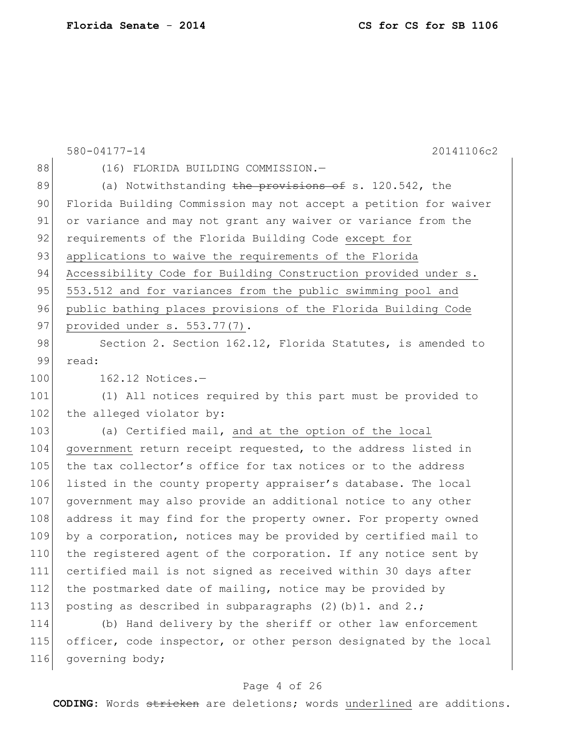(16) FLORIDA BUILDING COMMISSION.—

(a) Notwithstanding ~~the provisions of~~ s. 120.542, the Florida Building Commission may not accept a petition for waiver or variance and may not grant any waiver or variance from the requirements of the Florida Building Code <u>except for applications to waive the requirements of the Florida Accessibility Code for Building Construction provided under s. 553.512 and for variances from the public swimming pool and public bathing places provisions of the Florida Building Code provided under s. 553.77(7)</u>.

Section 2. Section 162.12, Florida Statutes, is amended to read:

162.12 Notices.—

(1) All notices required by this part must be provided to the alleged violator by:

(a) Certified mail, <u>and at the option of the local government</u> return receipt requested, to the address listed in the tax collector's office for tax notices or to the address listed in the county property appraiser's database. The local government may also provide an additional notice to any other address it may find for the property owner. For property owned by a corporation, notices may be provided by certified mail to the registered agent of the corporation. If any notice sent by certified mail is not signed as received within 30 days after the postmarked date of mailing, notice may be provided by posting as described in subparagraphs (2)(b)1. and 2.;

(b) Hand delivery by the sheriff or other law enforcement officer, code inspector, or other person designated by the local governing body;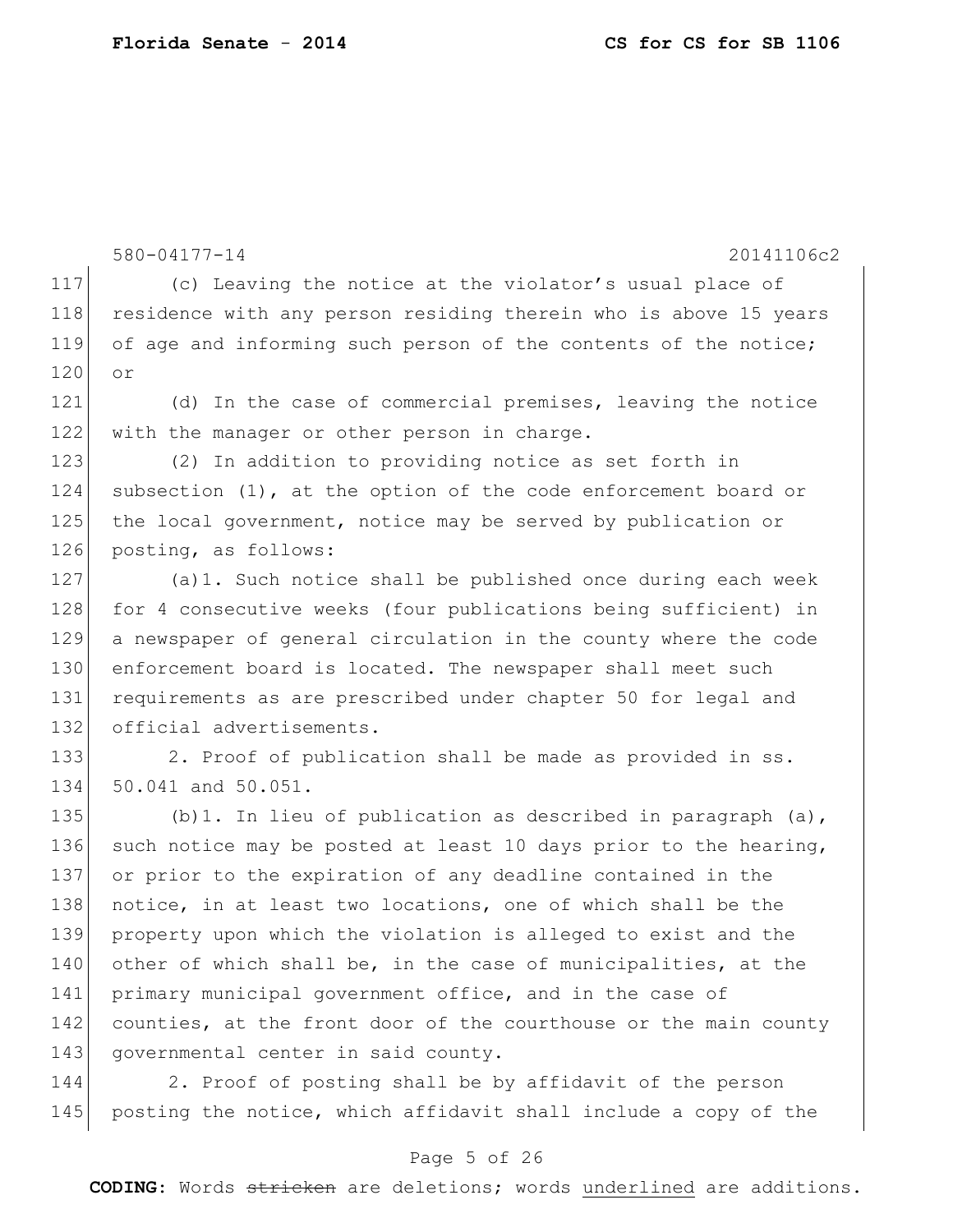(c) Leaving the notice at the violator's usual place of residence with any person residing therein who is above 15 years of age and informing such person of the contents of the notice; or

(d) In the case of commercial premises, leaving the notice with the manager or other person in charge.

(2) In addition to providing notice as set forth in subsection (1), at the option of the code enforcement board or the local government, notice may be served by publication or posting, as follows:

(a)1. Such notice shall be published once during each week for 4 consecutive weeks (four publications being sufficient) in a newspaper of general circulation in the county where the code enforcement board is located. The newspaper shall meet such requirements as are prescribed under chapter 50 for legal and official advertisements.

2. Proof of publication shall be made as provided in ss. 50.041 and 50.051.

(b)1. In lieu of publication as described in paragraph (a), such notice may be posted at least 10 days prior to the hearing, or prior to the expiration of any deadline contained in the notice, in at least two locations, one of which shall be the property upon which the violation is alleged to exist and the other of which shall be, in the case of municipalities, at the primary municipal government office, and in the case of counties, at the front door of the courthouse or the main county governmental center in said county.

2. Proof of posting shall be by affidavit of the person posting the notice, which affidavit shall include a copy of the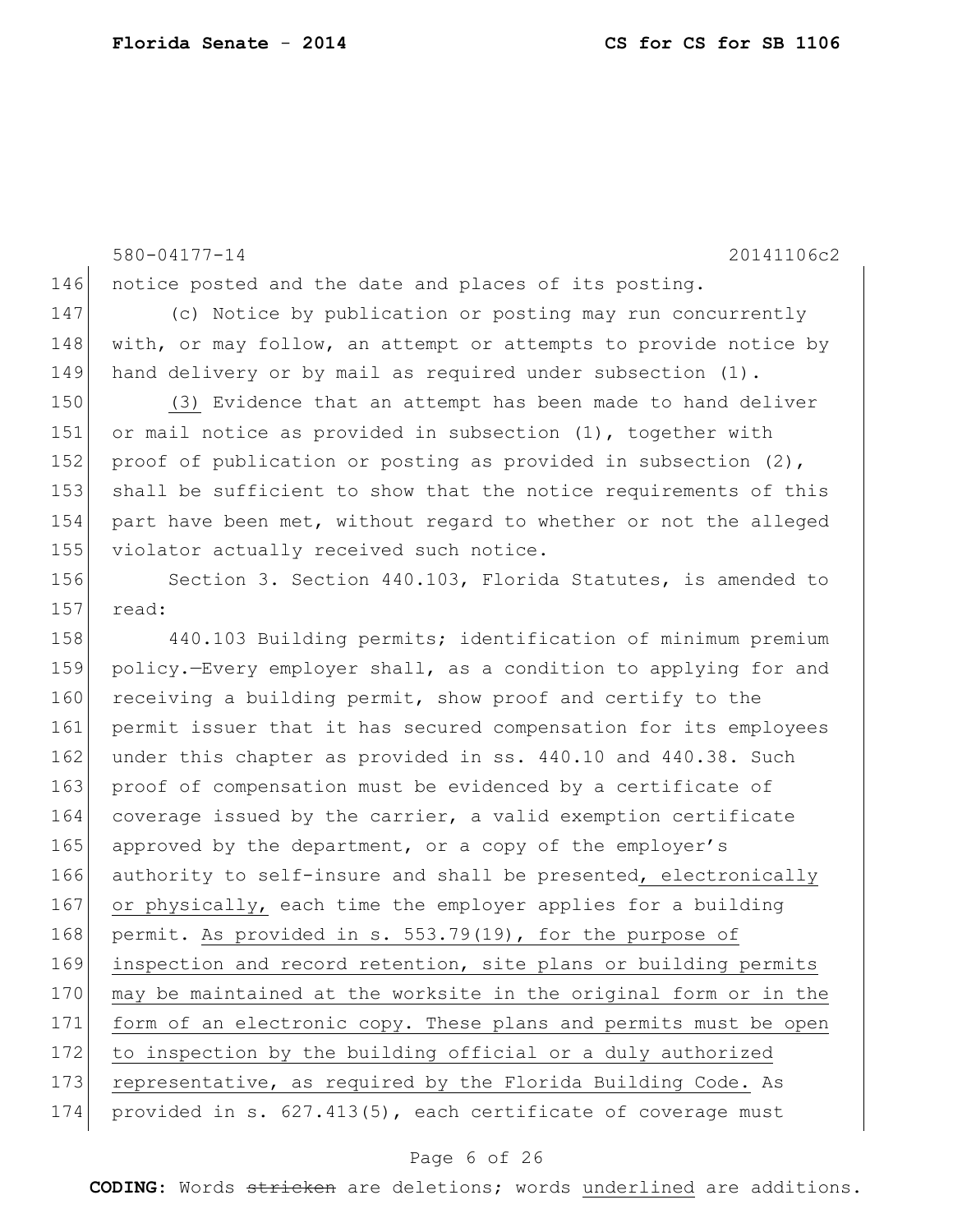notice posted and the date and places of its posting.

(c) Notice by publication or posting may run concurrently with, or may follow, an attempt or attempts to provide notice by hand delivery or by mail as required under subsection (1).

<u>(3)</u> Evidence that an attempt has been made to hand deliver or mail notice as provided in subsection (1), together with proof of publication or posting as provided in subsection (2), shall be sufficient to show that the notice requirements of this part have been met, without regard to whether or not the alleged violator actually received such notice.

Section 3. Section 440.103, Florida Statutes, is amended to read:

440.103 Building permits; identification of minimum premium policy.—Every employer shall, as a condition to applying for and receiving a building permit, show proof and certify to the permit issuer that it has secured compensation for its employees under this chapter as provided in ss. 440.10 and 440.38. Such proof of compensation must be evidenced by a certificate of coverage issued by the carrier, a valid exemption certificate approved by the department, or a copy of the employer's authority to self-insure and shall be presented<u>, electronically or physically,</u> each time the employer applies for a building permit. <u>As provided in s. 553.79(19), for the purpose of inspection and record retention, site plans or building permits may be maintained at the worksite in the original form or in the form of an electronic copy. These plans and permits must be open to inspection by the building official or a duly authorized representative, as required by the Florida Building Code.</u> As provided in s. 627.413(5), each certificate of coverage must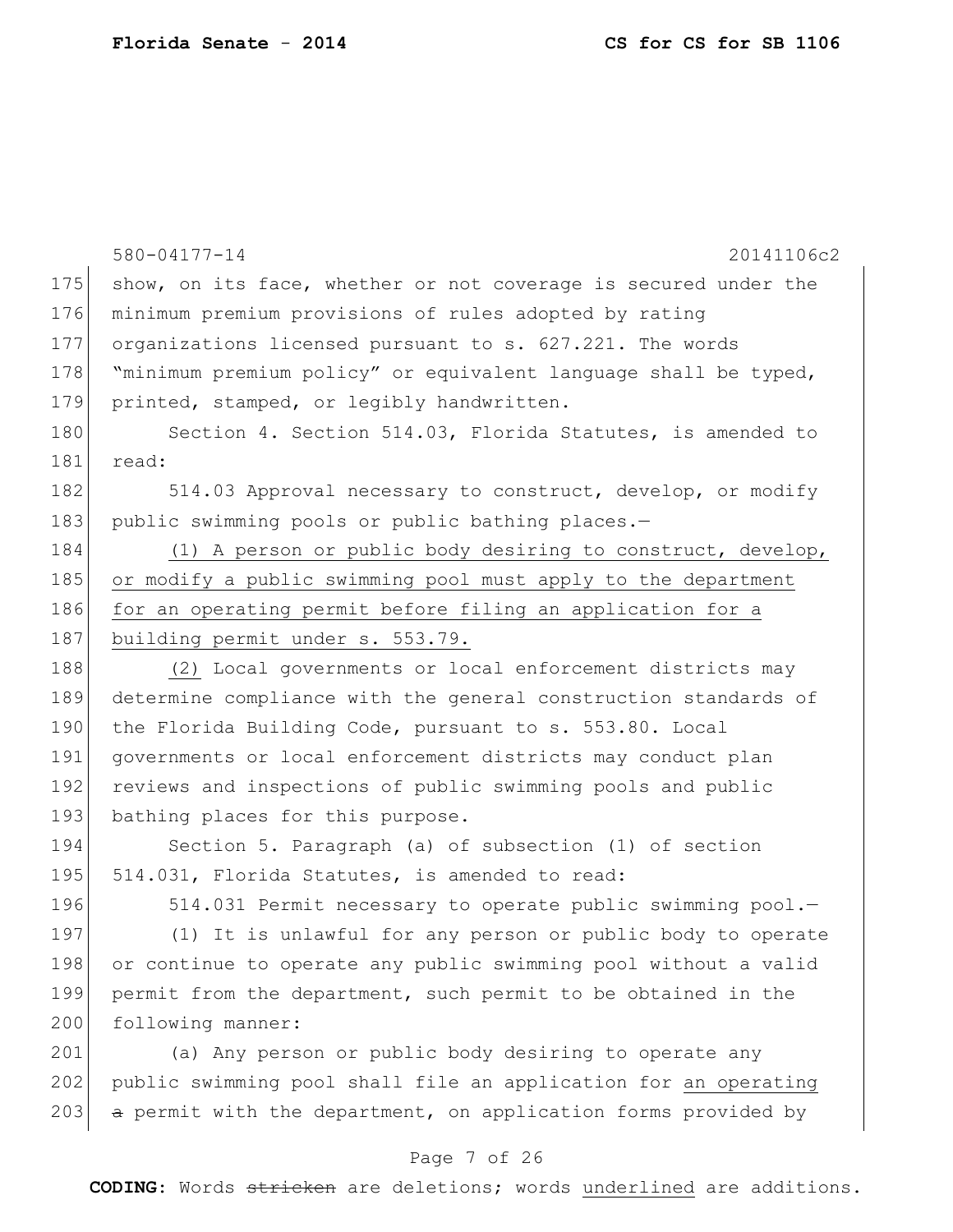580-04177-14 20141106c2

show, on its face, whether or not coverage is secured under the minimum premium provisions of rules adopted by rating organizations licensed pursuant to s. 627.221. The words "minimum premium policy" or equivalent language shall be typed, printed, stamped, or legibly handwritten.

Section 4. Section 514.03, Florida Statutes, is amended to read:

514.03 Approval necessary to construct, develop, or modify public swimming pools or public bathing places.—

(1) A person or public body desiring to construct, develop, or modify a public swimming pool must apply to the department for an operating permit before filing an application for a building permit under s. 553.79.

(2) Local governments or local enforcement districts may determine compliance with the general construction standards of the Florida Building Code, pursuant to s. 553.80. Local governments or local enforcement districts may conduct plan reviews and inspections of public swimming pools and public bathing places for this purpose.

Section 5. Paragraph (a) of subsection (1) of section 514.031, Florida Statutes, is amended to read:

514.031 Permit necessary to operate public swimming pool.—

(1) It is unlawful for any person or public body to operate or continue to operate any public swimming pool without a valid permit from the department, such permit to be obtained in the following manner:

(a) Any person or public body desiring to operate any public swimming pool shall file an application for an operating ~~a~~ permit with the department, on application forms provided by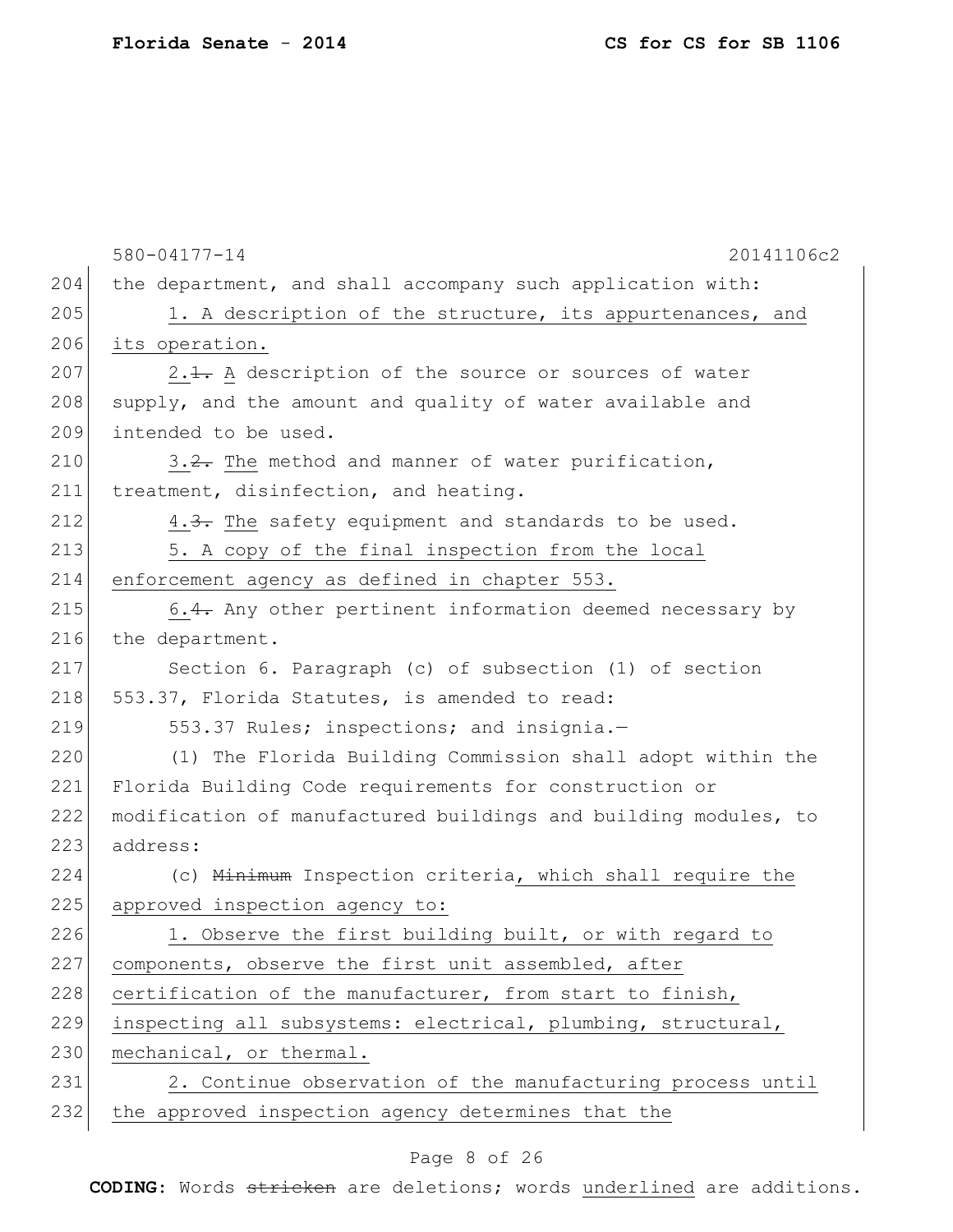580-04177-14 20141106c2

the department, and shall accompany such application with:

1. A description of the structure, its appurtenances, and its operation.

2. ~~1.~~ A description of the source or sources of water supply, and the amount and quality of water available and intended to be used.

3. ~~2.~~ The method and manner of water purification, treatment, disinfection, and heating.

4. ~~3.~~ The safety equipment and standards to be used.

5. A copy of the final inspection from the local enforcement agency as defined in chapter 553.

6. ~~4.~~ Any other pertinent information deemed necessary by the department.

Section 6. Paragraph (c) of subsection (1) of section 553.37, Florida Statutes, is amended to read:

553.37 Rules; inspections; and insignia.—

(1) The Florida Building Commission shall adopt within the Florida Building Code requirements for construction or modification of manufactured buildings and building modules, to address:

(c) ~~Minimum~~ Inspection criteria, which shall require the approved inspection agency to:

1. Observe the first building built, or with regard to components, observe the first unit assembled, after certification of the manufacturer, from start to finish, inspecting all subsystems: electrical, plumbing, structural, mechanical, or thermal.

2. Continue observation of the manufacturing process until the approved inspection agency determines that the

CODING: Words ~~stricken~~ are deletions; words underlined are additions.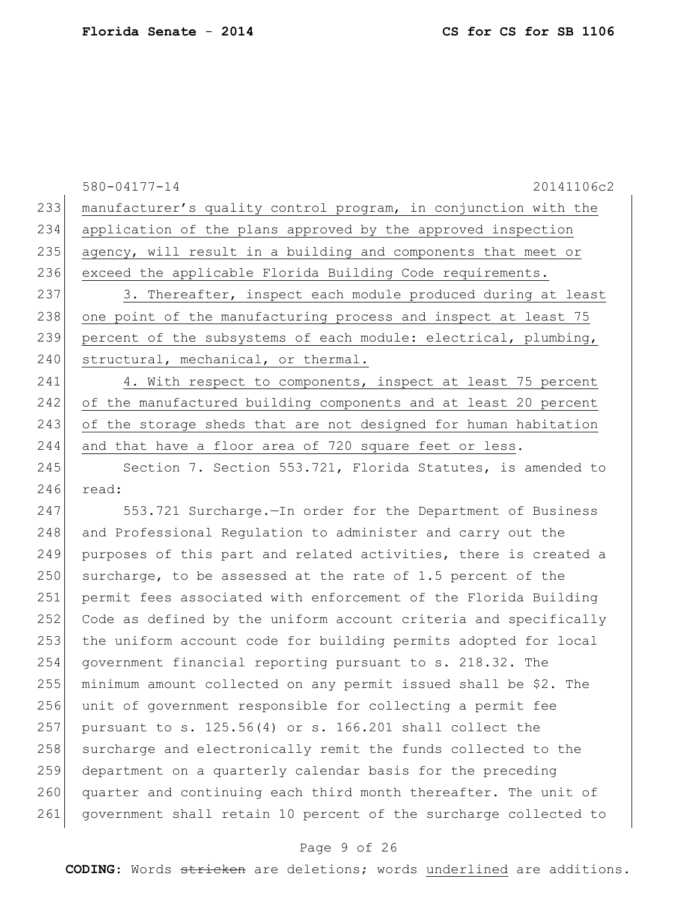manufacturer's quality control program, in conjunction with the application of the plans approved by the approved inspection agency, will result in a building and components that meet or exceed the applicable Florida Building Code requirements.

3. Thereafter, inspect each module produced during at least one point of the manufacturing process and inspect at least 75 percent of the subsystems of each module: electrical, plumbing, structural, mechanical, or thermal.

4. With respect to components, inspect at least 75 percent of the manufactured building components and at least 20 percent of the storage sheds that are not designed for human habitation and that have a floor area of 720 square feet or less.

Section 7. Section 553.721, Florida Statutes, is amended to read:

553.721 Surcharge.—In order for the Department of Business and Professional Regulation to administer and carry out the purposes of this part and related activities, there is created a surcharge, to be assessed at the rate of 1.5 percent of the permit fees associated with enforcement of the Florida Building Code as defined by the uniform account criteria and specifically the uniform account code for building permits adopted for local government financial reporting pursuant to s. 218.32. The minimum amount collected on any permit issued shall be $2. The unit of government responsible for collecting a permit fee pursuant to s. 125.56(4) or s. 166.201 shall collect the surcharge and electronically remit the funds collected to the department on a quarterly calendar basis for the preceding quarter and continuing each third month thereafter. The unit of government shall retain 10 percent of the surcharge collected to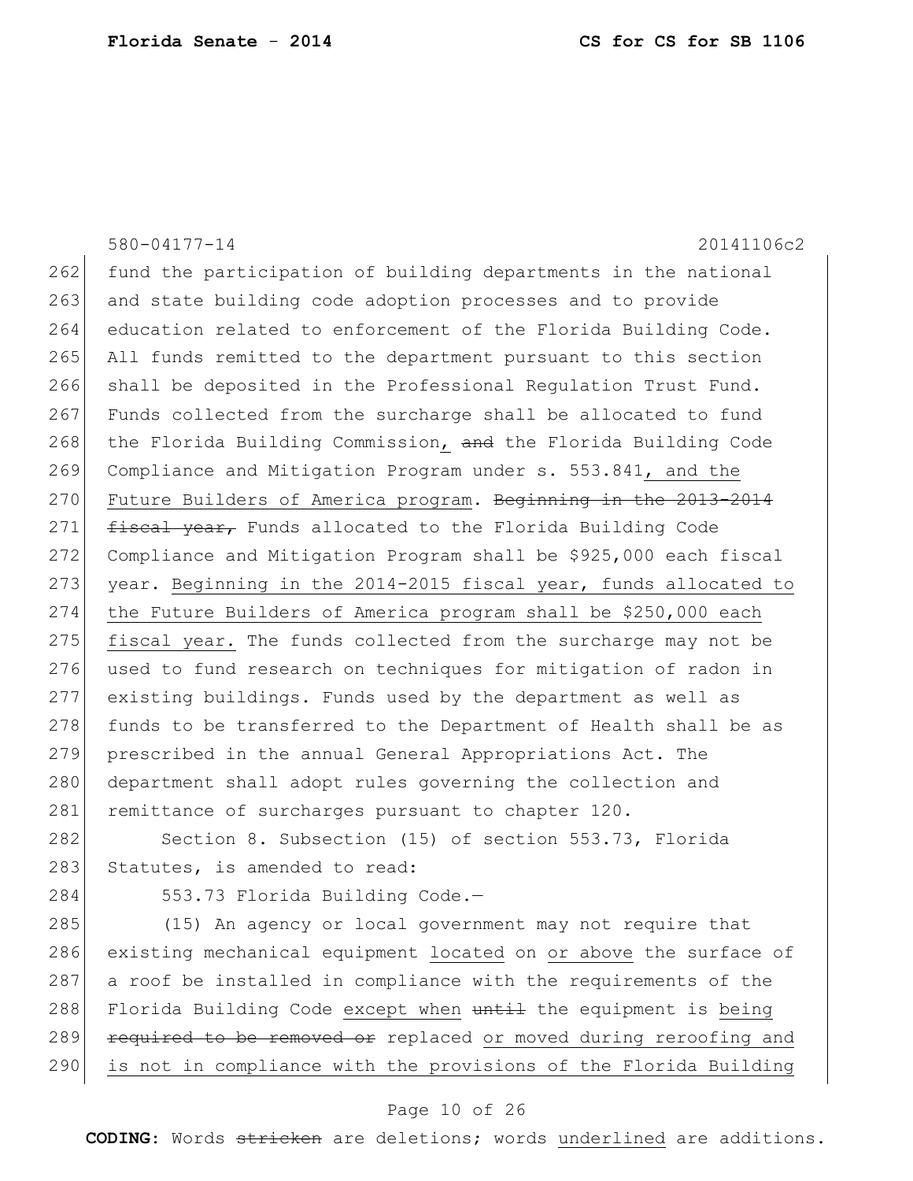fund the participation of building departments in the national and state building code adoption processes and to provide education related to enforcement of the Florida Building Code. All funds remitted to the department pursuant to this section shall be deposited in the Professional Regulation Trust Fund. Funds collected from the surcharge shall be allocated to fund the Florida Building Commission, ~~and~~ the Florida Building Code Compliance and Mitigation Program under s. 553.841, and the Future Builders of America program. ~~Beginning in the 2013-2014 fiscal year,~~ Funds allocated to the Florida Building Code Compliance and Mitigation Program shall be $925,000 each fiscal year. Beginning in the 2014-2015 fiscal year, funds allocated to the Future Builders of America program shall be $250,000 each fiscal year. The funds collected from the surcharge may not be used to fund research on techniques for mitigation of radon in existing buildings. Funds used by the department as well as funds to be transferred to the Department of Health shall be as prescribed in the annual General Appropriations Act. The department shall adopt rules governing the collection and remittance of surcharges pursuant to chapter 120.

Section 8. Subsection (15) of section 553.73, Florida Statutes, is amended to read:

553.73 Florida Building Code.—

(15) An agency or local government may not require that existing mechanical equipment located on or above the surface of a roof be installed in compliance with the requirements of the Florida Building Code except when ~~until~~ the equipment is being ~~required to be removed or~~ replaced or moved during reroofing and is not in compliance with the provisions of the Florida Building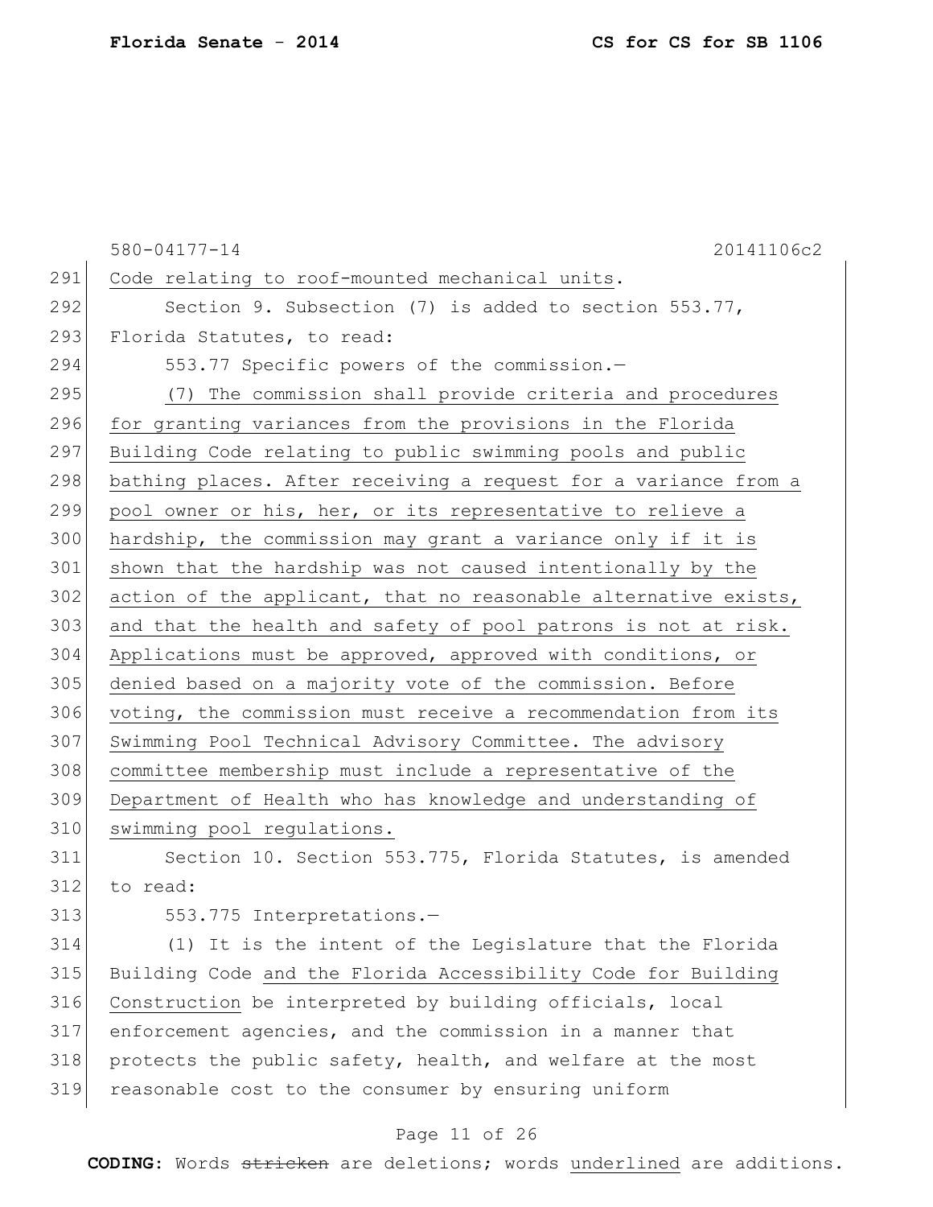Code relating to roof-mounted mechanical units.

Section 9. Subsection (7) is added to section 553.77, Florida Statutes, to read:

553.77 Specific powers of the commission.—

<u>(7) The commission shall provide criteria and procedures for granting variances from the provisions in the Florida Building Code relating to public swimming pools and public bathing places. After receiving a request for a variance from a pool owner or his, her, or its representative to relieve a hardship, the commission may grant a variance only if it is shown that the hardship was not caused intentionally by the action of the applicant, that no reasonable alternative exists, and that the health and safety of pool patrons is not at risk. Applications must be approved, approved with conditions, or denied based on a majority vote of the commission. Before voting, the commission must receive a recommendation from its Swimming Pool Technical Advisory Committee. The advisory committee membership must include a representative of the Department of Health who has knowledge and understanding of swimming pool regulations.</u>

Section 10. Section 553.775, Florida Statutes, is amended to read:

553.775 Interpretations.—

(1) It is the intent of the Legislature that the Florida Building Code <u>and the Florida Accessibility Code for Building Construction</u> be interpreted by building officials, local enforcement agencies, and the commission in a manner that protects the public safety, health, and welfare at the most reasonable cost to the consumer by ensuring uniform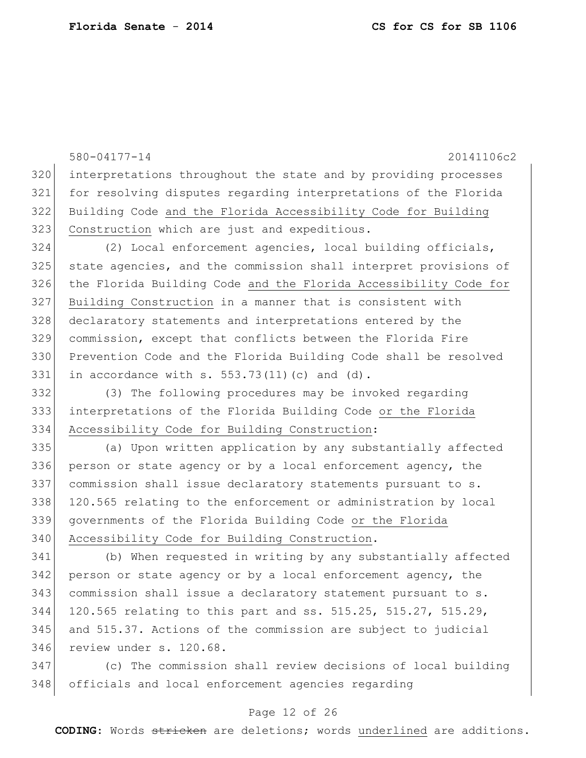580-04177-14 20141106c2

interpretations throughout the state and by providing processes for resolving disputes regarding interpretations of the Florida Building Code <u>and the Florida Accessibility Code for Building Construction</u> which are just and expeditious.

(2) Local enforcement agencies, local building officials, state agencies, and the commission shall interpret provisions of the Florida Building Code <u>and the Florida Accessibility Code for Building Construction</u> in a manner that is consistent with declaratory statements and interpretations entered by the commission, except that conflicts between the Florida Fire Prevention Code and the Florida Building Code shall be resolved in accordance with s. 553.73(11)(c) and (d).

(3) The following procedures may be invoked regarding interpretations of the Florida Building Code <u>or the Florida Accessibility Code for Building Construction</u>:

(a) Upon written application by any substantially affected person or state agency or by a local enforcement agency, the commission shall issue declaratory statements pursuant to s. 120.565 relating to the enforcement or administration by local governments of the Florida Building Code <u>or the Florida Accessibility Code for Building Construction</u>.

(b) When requested in writing by any substantially affected person or state agency or by a local enforcement agency, the commission shall issue a declaratory statement pursuant to s. 120.565 relating to this part and ss. 515.25, 515.27, 515.29, and 515.37. Actions of the commission are subject to judicial review under s. 120.68.

(c) The commission shall review decisions of local building officials and local enforcement agencies regarding

**CODING:** Words ~~stricken~~ are deletions; words <u>underlined</u> are additions.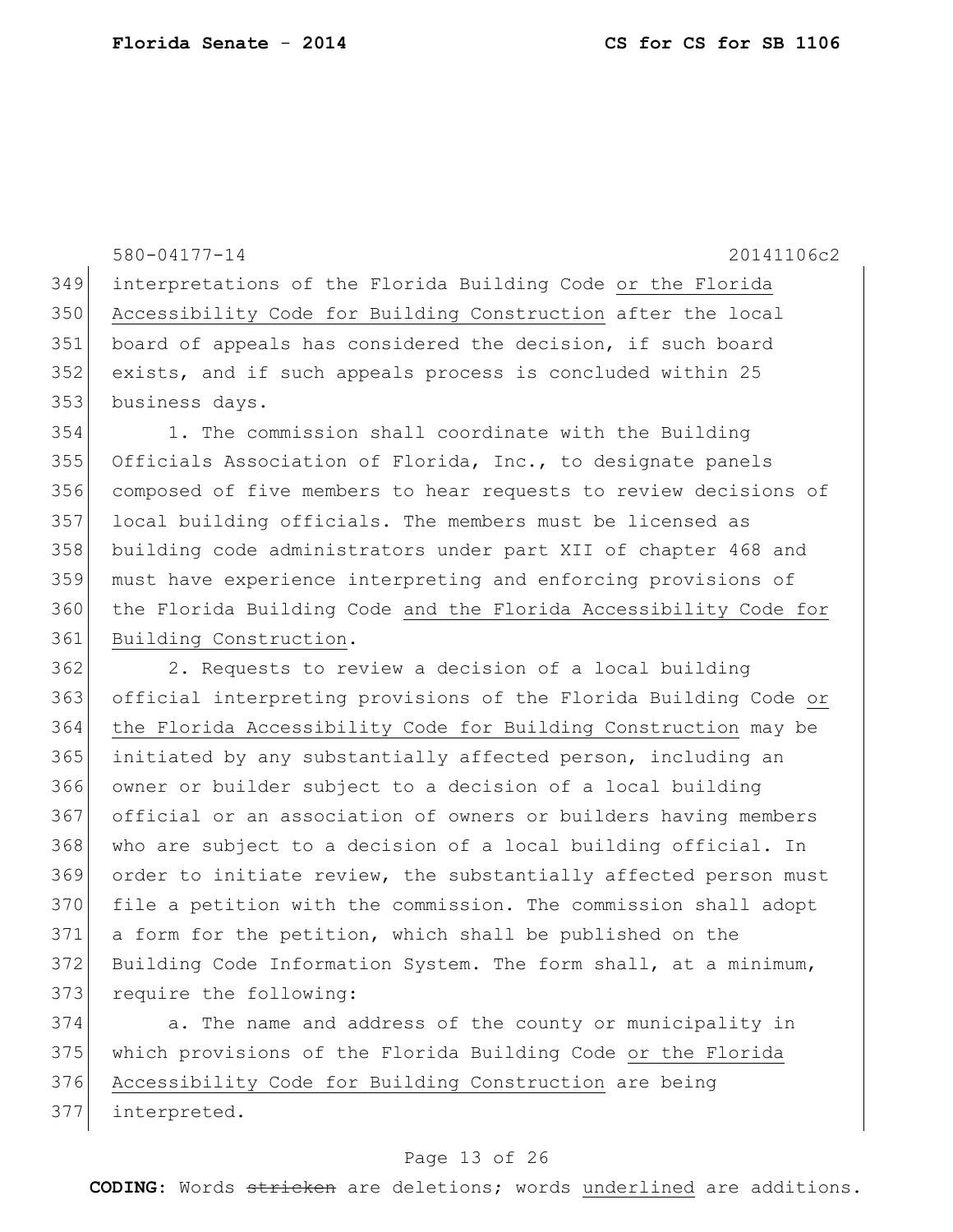interpretations of the Florida Building Code <u>or the Florida Accessibility Code for Building Construction</u> after the local board of appeals has considered the decision, if such board exists, and if such appeals process is concluded within 25 business days.

1. The commission shall coordinate with the Building Officials Association of Florida, Inc., to designate panels composed of five members to hear requests to review decisions of local building officials. The members must be licensed as building code administrators under part XII of chapter 468 and must have experience interpreting and enforcing provisions of the Florida Building Code <u>and the Florida Accessibility Code for Building Construction</u>.

2. Requests to review a decision of a local building official interpreting provisions of the Florida Building Code <u>or the Florida Accessibility Code for Building Construction</u> may be initiated by any substantially affected person, including an owner or builder subject to a decision of a local building official or an association of owners or builders having members who are subject to a decision of a local building official. In order to initiate review, the substantially affected person must file a petition with the commission. The commission shall adopt a form for the petition, which shall be published on the Building Code Information System. The form shall, at a minimum, require the following:

a. The name and address of the county or municipality in which provisions of the Florida Building Code <u>or the Florida Accessibility Code for Building Construction</u> are being interpreted.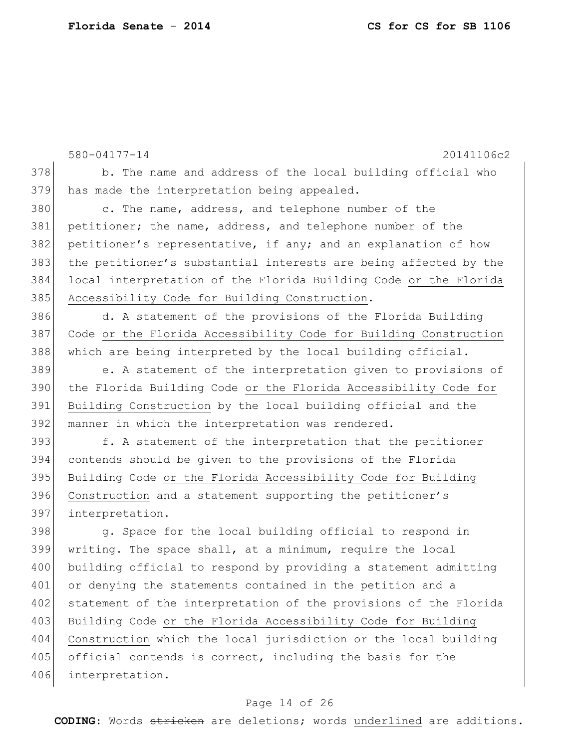b. The name and address of the local building official who has made the interpretation being appealed.

c. The name, address, and telephone number of the petitioner; the name, address, and telephone number of the petitioner's representative, if any; and an explanation of how the petitioner's substantial interests are being affected by the local interpretation of the Florida Building Code <u>or the Florida Accessibility Code for Building Construction</u>.

d. A statement of the provisions of the Florida Building Code <u>or the Florida Accessibility Code for Building Construction</u> which are being interpreted by the local building official.

e. A statement of the interpretation given to provisions of the Florida Building Code <u>or the Florida Accessibility Code for Building Construction</u> by the local building official and the manner in which the interpretation was rendered.

f. A statement of the interpretation that the petitioner contends should be given to the provisions of the Florida Building Code <u>or the Florida Accessibility Code for Building Construction</u> and a statement supporting the petitioner's interpretation.

g. Space for the local building official to respond in writing. The space shall, at a minimum, require the local building official to respond by providing a statement admitting or denying the statements contained in the petition and a statement of the interpretation of the provisions of the Florida Building Code <u>or the Florida Accessibility Code for Building Construction</u> which the local jurisdiction or the local building official contends is correct, including the basis for the interpretation.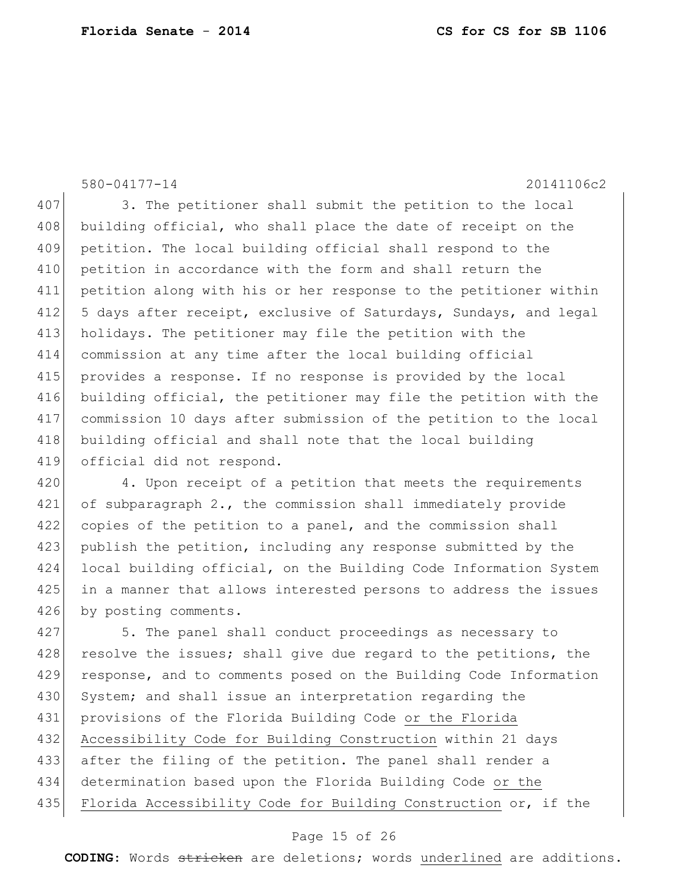3. The petitioner shall submit the petition to the local building official, who shall place the date of receipt on the petition. The local building official shall respond to the petition in accordance with the form and shall return the petition along with his or her response to the petitioner within 5 days after receipt, exclusive of Saturdays, Sundays, and legal holidays. The petitioner may file the petition with the commission at any time after the local building official provides a response. If no response is provided by the local building official, the petitioner may file the petition with the commission 10 days after submission of the petition to the local building official and shall note that the local building official did not respond.

4. Upon receipt of a petition that meets the requirements of subparagraph 2., the commission shall immediately provide copies of the petition to a panel, and the commission shall publish the petition, including any response submitted by the local building official, on the Building Code Information System in a manner that allows interested persons to address the issues by posting comments.

5. The panel shall conduct proceedings as necessary to resolve the issues; shall give due regard to the petitions, the response, and to comments posed on the Building Code Information System; and shall issue an interpretation regarding the provisions of the Florida Building Code <u>or the Florida Accessibility Code for Building Construction</u> within 21 days after the filing of the petition. The panel shall render a determination based upon the Florida Building Code <u>or the Florida Accessibility Code for Building Construction</u> or, if the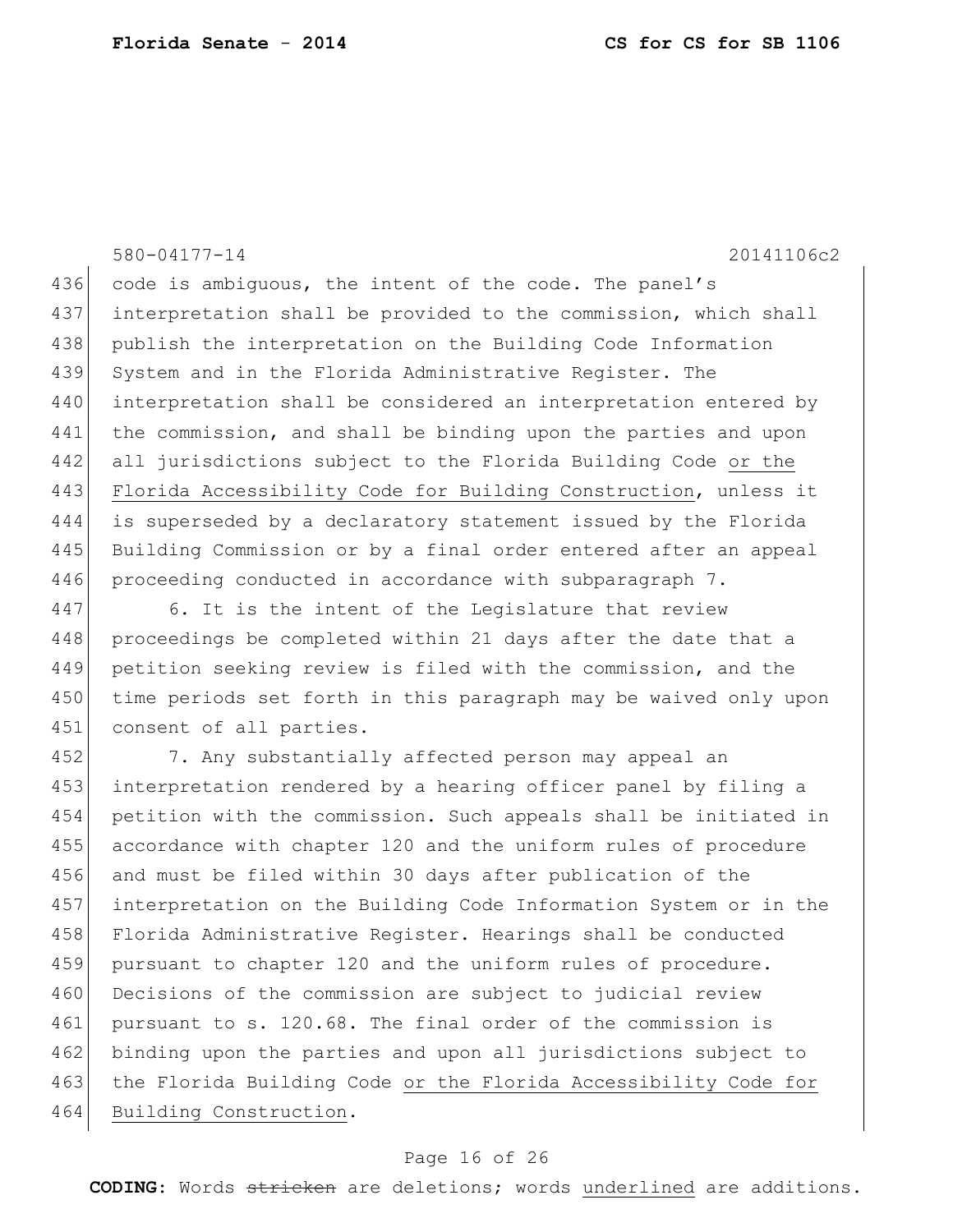code is ambiguous, the intent of the code. The panel's interpretation shall be provided to the commission, which shall publish the interpretation on the Building Code Information System and in the Florida Administrative Register. The interpretation shall be considered an interpretation entered by the commission, and shall be binding upon the parties and upon all jurisdictions subject to the Florida Building Code <u>or the Florida Accessibility Code for Building Construction</u>, unless it is superseded by a declaratory statement issued by the Florida Building Commission or by a final order entered after an appeal proceeding conducted in accordance with subparagraph 7.

6. It is the intent of the Legislature that review proceedings be completed within 21 days after the date that a petition seeking review is filed with the commission, and the time periods set forth in this paragraph may be waived only upon consent of all parties.

7. Any substantially affected person may appeal an interpretation rendered by a hearing officer panel by filing a petition with the commission. Such appeals shall be initiated in accordance with chapter 120 and the uniform rules of procedure and must be filed within 30 days after publication of the interpretation on the Building Code Information System or in the Florida Administrative Register. Hearings shall be conducted pursuant to chapter 120 and the uniform rules of procedure. Decisions of the commission are subject to judicial review pursuant to s. 120.68. The final order of the commission is binding upon the parties and upon all jurisdictions subject to the Florida Building Code <u>or the Florida Accessibility Code for Building Construction</u>.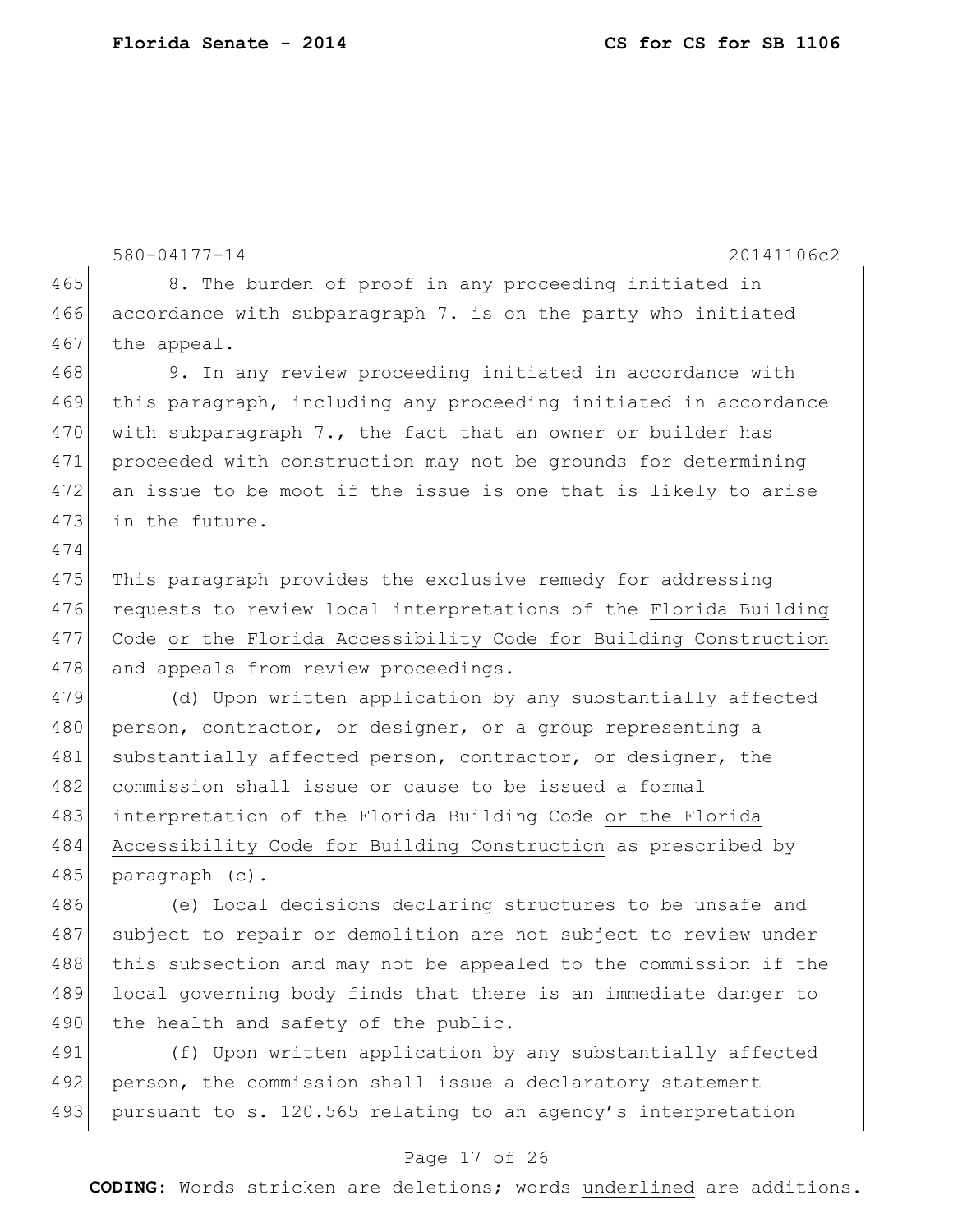8. The burden of proof in any proceeding initiated in accordance with subparagraph 7. is on the party who initiated the appeal.

9. In any review proceeding initiated in accordance with this paragraph, including any proceeding initiated in accordance with subparagraph 7., the fact that an owner or builder has proceeded with construction may not be grounds for determining an issue to be moot if the issue is one that is likely to arise in the future.

This paragraph provides the exclusive remedy for addressing requests to review local interpretations of the Florida Building Code or the Florida Accessibility Code for Building Construction and appeals from review proceedings.

(d) Upon written application by any substantially affected person, contractor, or designer, or a group representing a substantially affected person, contractor, or designer, the commission shall issue or cause to be issued a formal interpretation of the Florida Building Code or the Florida Accessibility Code for Building Construction as prescribed by paragraph (c).

(e) Local decisions declaring structures to be unsafe and subject to repair or demolition are not subject to review under this subsection and may not be appealed to the commission if the local governing body finds that there is an immediate danger to the health and safety of the public.

(f) Upon written application by any substantially affected person, the commission shall issue a declaratory statement pursuant to s. 120.565 relating to an agency's interpretation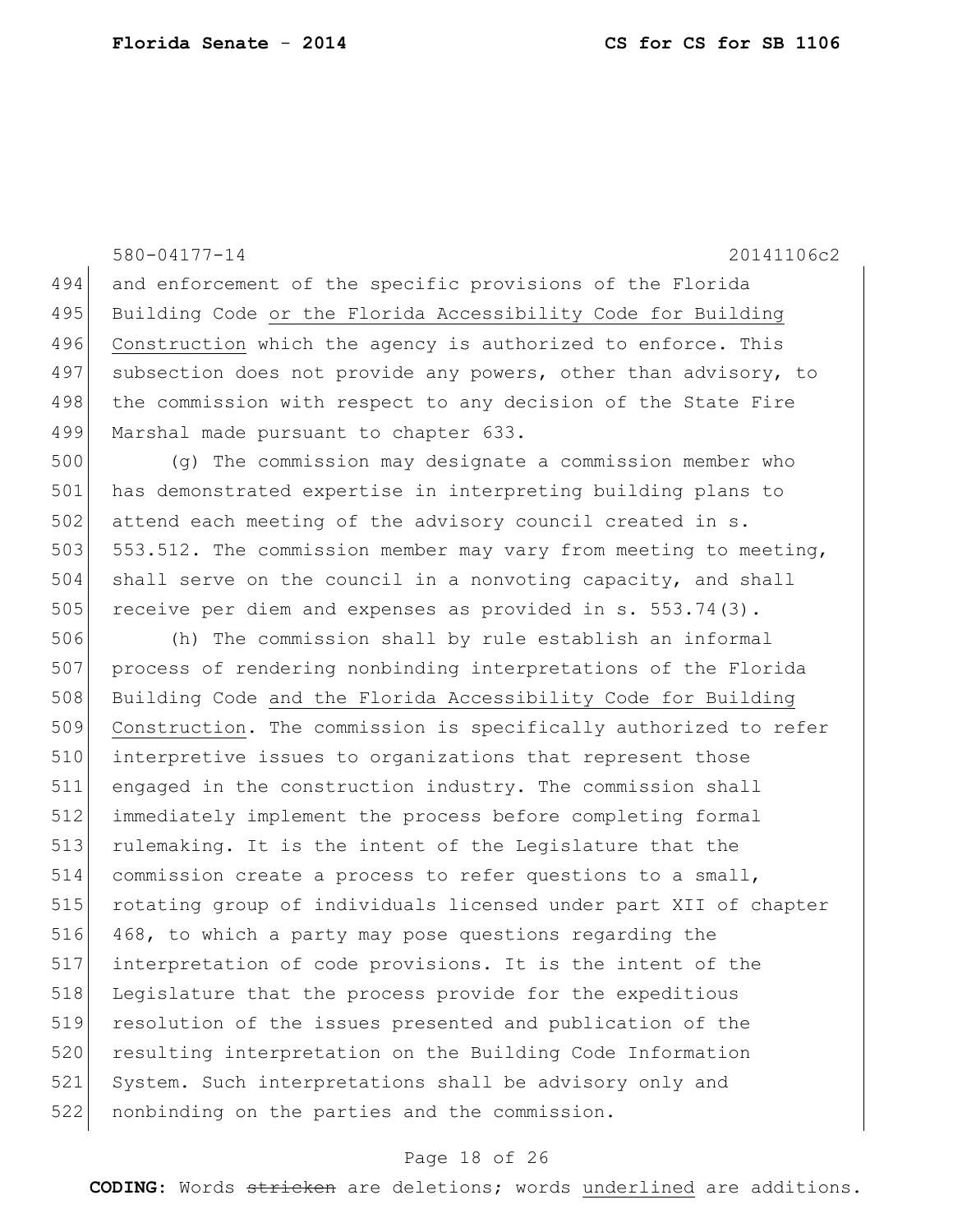and enforcement of the specific provisions of the Florida Building Code <u>or the Florida Accessibility Code for Building Construction</u> which the agency is authorized to enforce. This subsection does not provide any powers, other than advisory, to the commission with respect to any decision of the State Fire Marshal made pursuant to chapter 633.

(g) The commission may designate a commission member who has demonstrated expertise in interpreting building plans to attend each meeting of the advisory council created in s. 553.512. The commission member may vary from meeting to meeting, shall serve on the council in a nonvoting capacity, and shall receive per diem and expenses as provided in s. 553.74(3).

(h) The commission shall by rule establish an informal process of rendering nonbinding interpretations of the Florida Building Code <u>and the Florida Accessibility Code for Building Construction</u>. The commission is specifically authorized to refer interpretive issues to organizations that represent those engaged in the construction industry. The commission shall immediately implement the process before completing formal rulemaking. It is the intent of the Legislature that the commission create a process to refer questions to a small, rotating group of individuals licensed under part XII of chapter 468, to which a party may pose questions regarding the interpretation of code provisions. It is the intent of the Legislature that the process provide for the expeditious resolution of the issues presented and publication of the resulting interpretation on the Building Code Information System. Such interpretations shall be advisory only and nonbinding on the parties and the commission.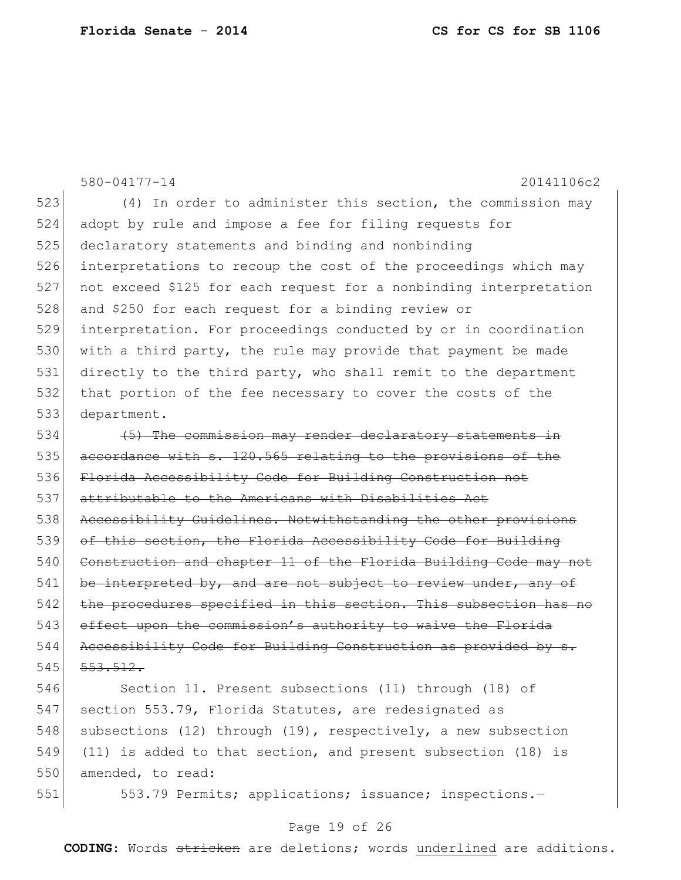(4) In order to administer this section, the commission may adopt by rule and impose a fee for filing requests for declaratory statements and binding and nonbinding interpretations to recoup the cost of the proceedings which may not exceed $125 for each request for a nonbinding interpretation and $250 for each request for a binding review or interpretation. For proceedings conducted by or in coordination with a third party, the rule may provide that payment be made directly to the third party, who shall remit to the department that portion of the fee necessary to cover the costs of the department.

~~(5) The commission may render declaratory statements in accordance with s. 120.565 relating to the provisions of the Florida Accessibility Code for Building Construction not attributable to the Americans with Disabilities Act Accessibility Guidelines. Notwithstanding the other provisions of this section, the Florida Accessibility Code for Building Construction and chapter 11 of the Florida Building Code may not be interpreted by, and are not subject to review under, any of the procedures specified in this section. This subsection has no effect upon the commission's authority to waive the Florida Accessibility Code for Building Construction as provided by s. 553.512.~~

Section 11. Present subsections (11) through (18) of section 553.79, Florida Statutes, are redesignated as subsections (12) through (19), respectively, a new subsection (11) is added to that section, and present subsection (18) is amended, to read:

553.79 Permits; applications; issuance; inspections.—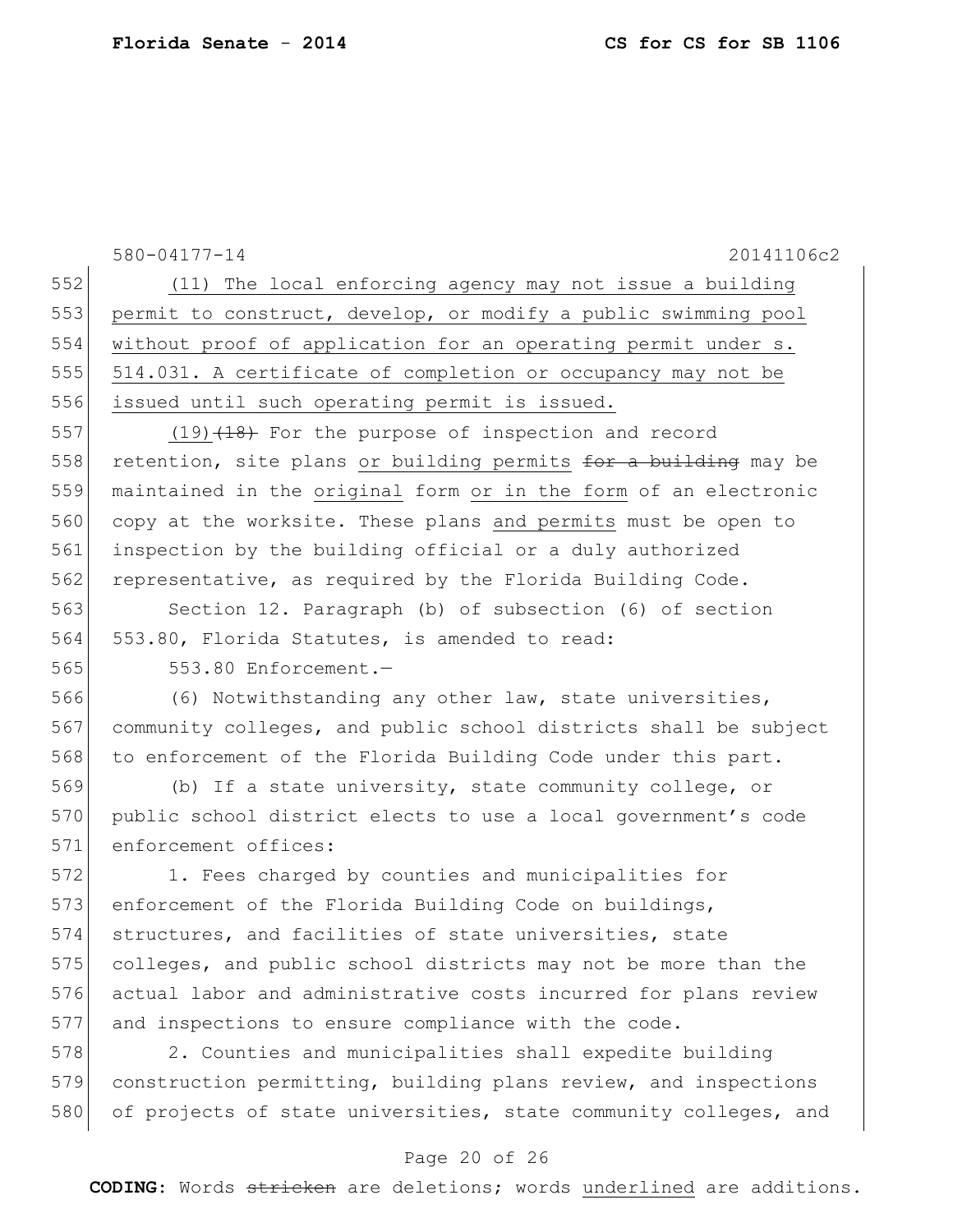580-04177-14 20141106c2

552 (11) The local enforcing agency may not issue a building
553 permit to construct, develop, or modify a public swimming pool
554 without proof of application for an operating permit under s.
555 514.031. A certificate of completion or occupancy may not be
556 issued until such operating permit is issued.

557 (19) ~~(18)~~ For the purpose of inspection and record
558 retention, site plans or building permits ~~for a building~~ may be
559 maintained in the original form or in the form of an electronic
560 copy at the worksite. These plans and permits must be open to
561 inspection by the building official or a duly authorized
562 representative, as required by the Florida Building Code.

563 Section 12. Paragraph (b) of subsection (6) of section
564 553.80, Florida Statutes, is amended to read:

565 553.80 Enforcement.—

566 (6) Notwithstanding any other law, state universities,
567 community colleges, and public school districts shall be subject
568 to enforcement of the Florida Building Code under this part.

569 (b) If a state university, state community college, or
570 public school district elects to use a local government's code
571 enforcement offices:

572 1. Fees charged by counties and municipalities for
573 enforcement of the Florida Building Code on buildings,
574 structures, and facilities of state universities, state
575 colleges, and public school districts may not be more than the
576 actual labor and administrative costs incurred for plans review
577 and inspections to ensure compliance with the code.

578 2. Counties and municipalities shall expedite building
579 construction permitting, building plans review, and inspections
580 of projects of state universities, state community colleges, and

**CODING:** Words ~~stricken~~ are deletions; words underlined are additions.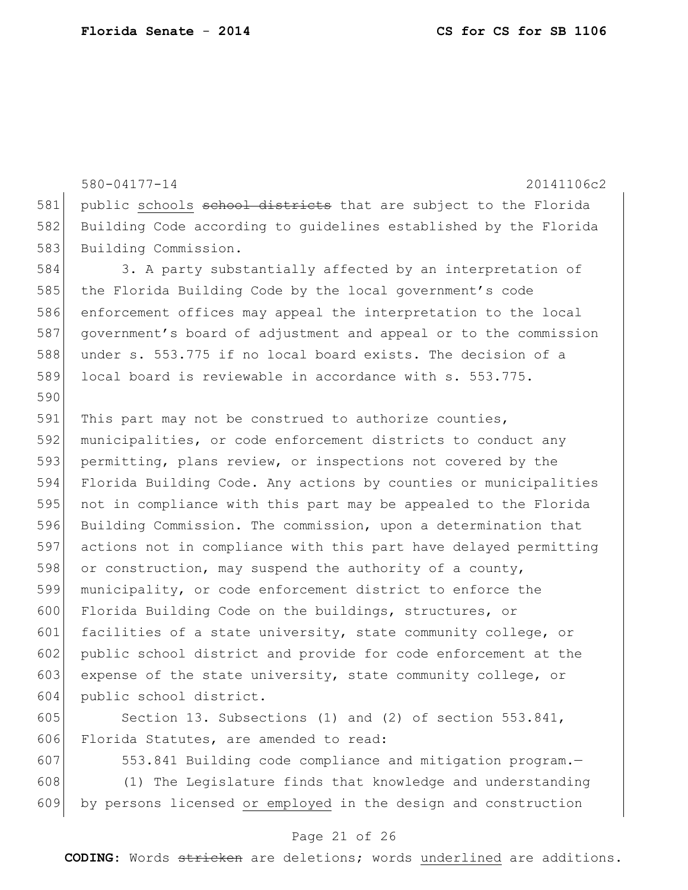public schools ~~school districts~~ that are subject to the Florida Building Code according to guidelines established by the Florida Building Commission.

3. A party substantially affected by an interpretation of the Florida Building Code by the local government's code enforcement offices may appeal the interpretation to the local government's board of adjustment and appeal or to the commission under s. 553.775 if no local board exists. The decision of a local board is reviewable in accordance with s. 553.775.

This part may not be construed to authorize counties, municipalities, or code enforcement districts to conduct any permitting, plans review, or inspections not covered by the Florida Building Code. Any actions by counties or municipalities not in compliance with this part may be appealed to the Florida Building Commission. The commission, upon a determination that actions not in compliance with this part have delayed permitting or construction, may suspend the authority of a county, municipality, or code enforcement district to enforce the Florida Building Code on the buildings, structures, or facilities of a state university, state community college, or public school district and provide for code enforcement at the expense of the state university, state community college, or public school district.

Section 13. Subsections (1) and (2) of section 553.841, Florida Statutes, are amended to read:

553.841 Building code compliance and mitigation program.—

(1) The Legislature finds that knowledge and understanding by persons licensed <u>or employed</u> in the design and construction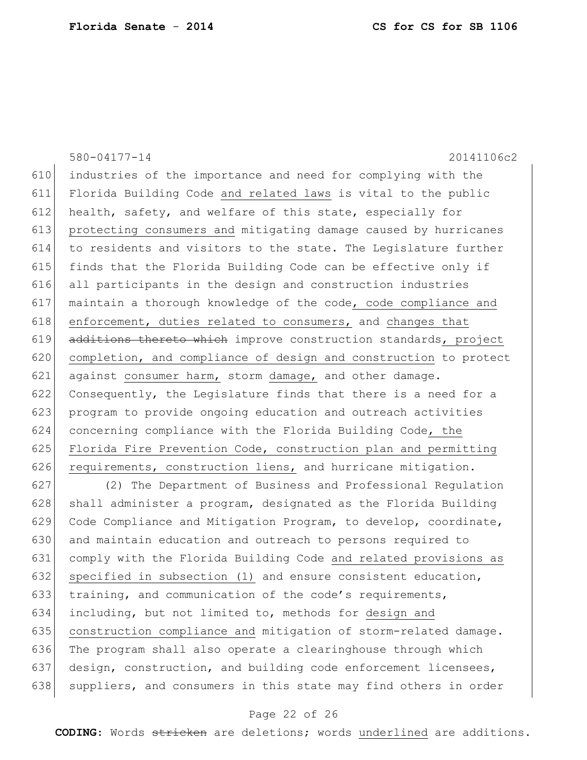industries of the importance and need for complying with the Florida Building Code and related laws is vital to the public health, safety, and welfare of this state, especially for protecting consumers and mitigating damage caused by hurricanes to residents and visitors to the state. The Legislature further finds that the Florida Building Code can be effective only if all participants in the design and construction industries maintain a thorough knowledge of the code, code compliance and enforcement, duties related to consumers, and changes that ~~additions thereto which~~ improve construction standards, project completion, and compliance of design and construction to protect against consumer harm, storm damage, and other damage. Consequently, the Legislature finds that there is a need for a program to provide ongoing education and outreach activities concerning compliance with the Florida Building Code, the Florida Fire Prevention Code, construction plan and permitting requirements, construction liens, and hurricane mitigation.

(2) The Department of Business and Professional Regulation shall administer a program, designated as the Florida Building Code Compliance and Mitigation Program, to develop, coordinate, and maintain education and outreach to persons required to comply with the Florida Building Code and related provisions as specified in subsection (1) and ensure consistent education, training, and communication of the code's requirements, including, but not limited to, methods for design and construction compliance and mitigation of storm-related damage. The program shall also operate a clearinghouse through which design, construction, and building code enforcement licensees, suppliers, and consumers in this state may find others in order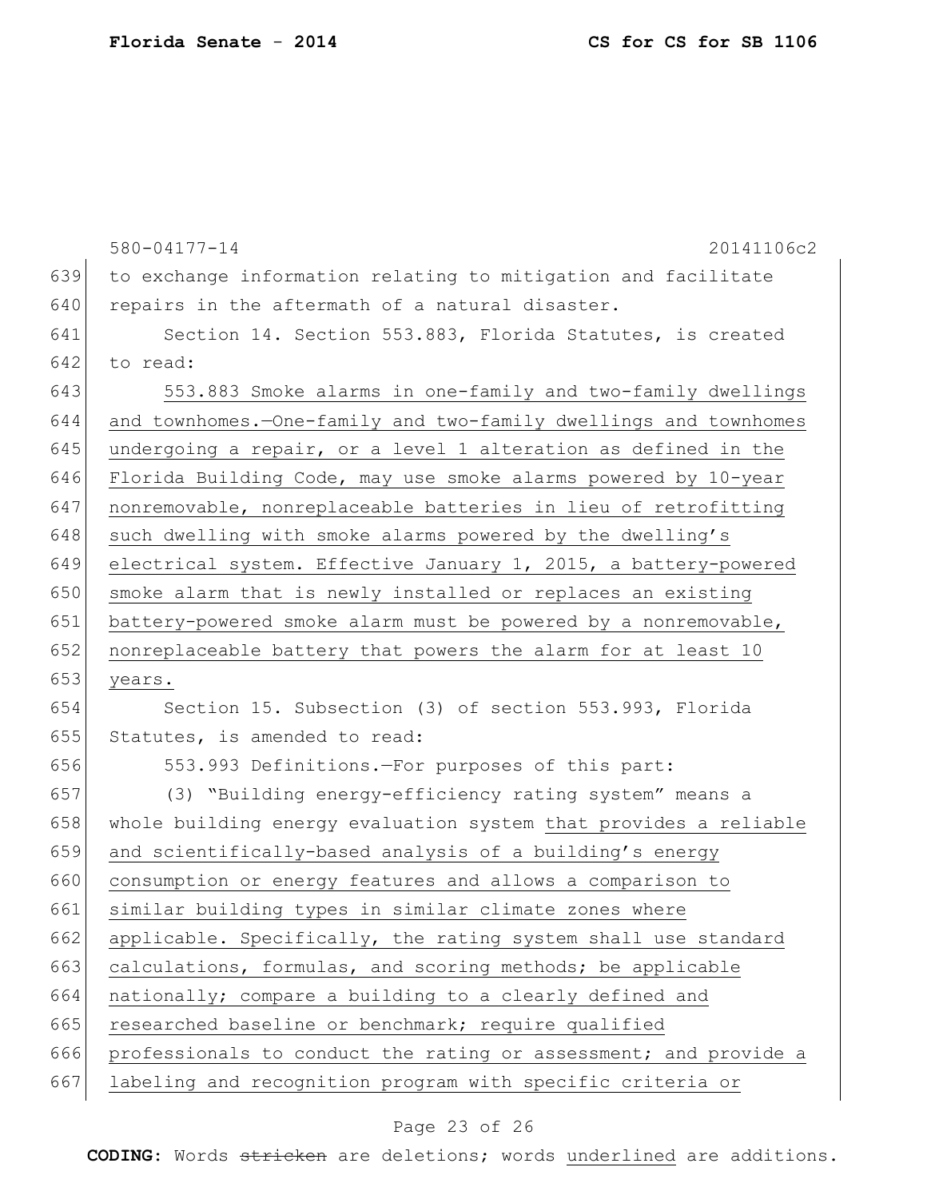to exchange information relating to mitigation and facilitate repairs in the aftermath of a natural disaster.

Section 14. Section 553.883, Florida Statutes, is created to read:

553.883 Smoke alarms in one-family and two-family dwellings and townhomes.—One-family and two-family dwellings and townhomes undergoing a repair, or a level 1 alteration as defined in the Florida Building Code, may use smoke alarms powered by 10-year nonremovable, nonreplaceable batteries in lieu of retrofitting such dwelling with smoke alarms powered by the dwelling's electrical system. Effective January 1, 2015, a battery-powered smoke alarm that is newly installed or replaces an existing battery-powered smoke alarm must be powered by a nonremovable, nonreplaceable battery that powers the alarm for at least 10 years.

Section 15. Subsection (3) of section 553.993, Florida Statutes, is amended to read:

553.993 Definitions.—For purposes of this part:

(3) "Building energy-efficiency rating system" means a whole building energy evaluation system that provides a reliable and scientifically-based analysis of a building's energy consumption or energy features and allows a comparison to similar building types in similar climate zones where applicable. Specifically, the rating system shall use standard calculations, formulas, and scoring methods; be applicable nationally; compare a building to a clearly defined and researched baseline or benchmark; require qualified professionals to conduct the rating or assessment; and provide a labeling and recognition program with specific criteria or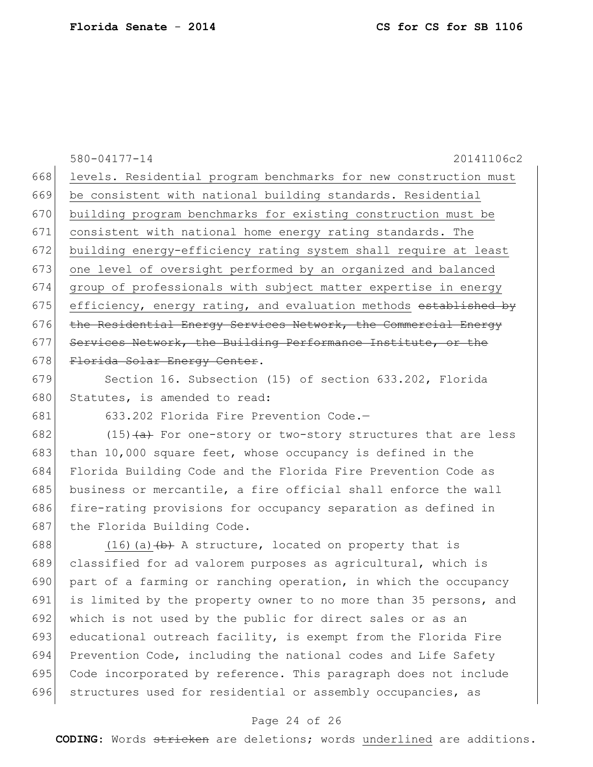580-04177-14 20141106c2

668 levels. Residential program benchmarks for new construction must
669 be consistent with national building standards. Residential
670 building program benchmarks for existing construction must be
671 consistent with national home energy rating standards. The
672 building energy-efficiency rating system shall require at least
673 one level of oversight performed by an organized and balanced
674 group of professionals with subject matter expertise in energy
675 efficiency, energy rating, and evaluation methods ~~established by~~
676 ~~the Residential Energy Services Network, the Commercial Energy~~
677 ~~Services Network, the Building Performance Institute, or the~~
678 ~~Florida Solar Energy Center~~.

679 Section 16. Subsection (15) of section 633.202, Florida
680 Statutes, is amended to read:

681 633.202 Florida Fire Prevention Code.—

682 (15) ~~(a)~~ For one-story or two-story structures that are less
683 than 10,000 square feet, whose occupancy is defined in the
684 Florida Building Code and the Florida Fire Prevention Code as
685 business or mercantile, a fire official shall enforce the wall
686 fire-rating provisions for occupancy separation as defined in
687 the Florida Building Code.

688 (16)(a) ~~(b)~~ A structure, located on property that is
689 classified for ad valorem purposes as agricultural, which is
690 part of a farming or ranching operation, in which the occupancy
691 is limited by the property owner to no more than 35 persons, and
692 which is not used by the public for direct sales or as an
693 educational outreach facility, is exempt from the Florida Fire
694 Prevention Code, including the national codes and Life Safety
695 Code incorporated by reference. This paragraph does not include
696 structures used for residential or assembly occupancies, as

**CODING:** Words ~~stricken~~ are deletions; words underlined are additions.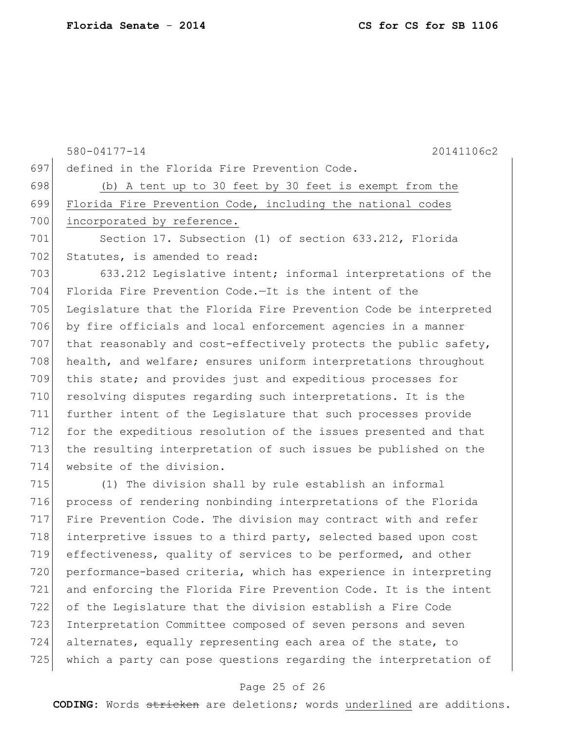defined in the Florida Fire Prevention Code.

<u>(b) A tent up to 30 feet by 30 feet is exempt from the Florida Fire Prevention Code, including the national codes incorporated by reference.</u>

Section 17. Subsection (1) of section 633.212, Florida Statutes, is amended to read:

633.212 Legislative intent; informal interpretations of the Florida Fire Prevention Code.—It is the intent of the Legislature that the Florida Fire Prevention Code be interpreted by fire officials and local enforcement agencies in a manner that reasonably and cost-effectively protects the public safety, health, and welfare; ensures uniform interpretations throughout this state; and provides just and expeditious processes for resolving disputes regarding such interpretations. It is the further intent of the Legislature that such processes provide for the expeditious resolution of the issues presented and that the resulting interpretation of such issues be published on the website of the division.

(1) The division shall by rule establish an informal process of rendering nonbinding interpretations of the Florida Fire Prevention Code. The division may contract with and refer interpretive issues to a third party, selected based upon cost effectiveness, quality of services to be performed, and other performance-based criteria, which has experience in interpreting and enforcing the Florida Fire Prevention Code. It is the intent of the Legislature that the division establish a Fire Code Interpretation Committee composed of seven persons and seven alternates, equally representing each area of the state, to which a party can pose questions regarding the interpretation of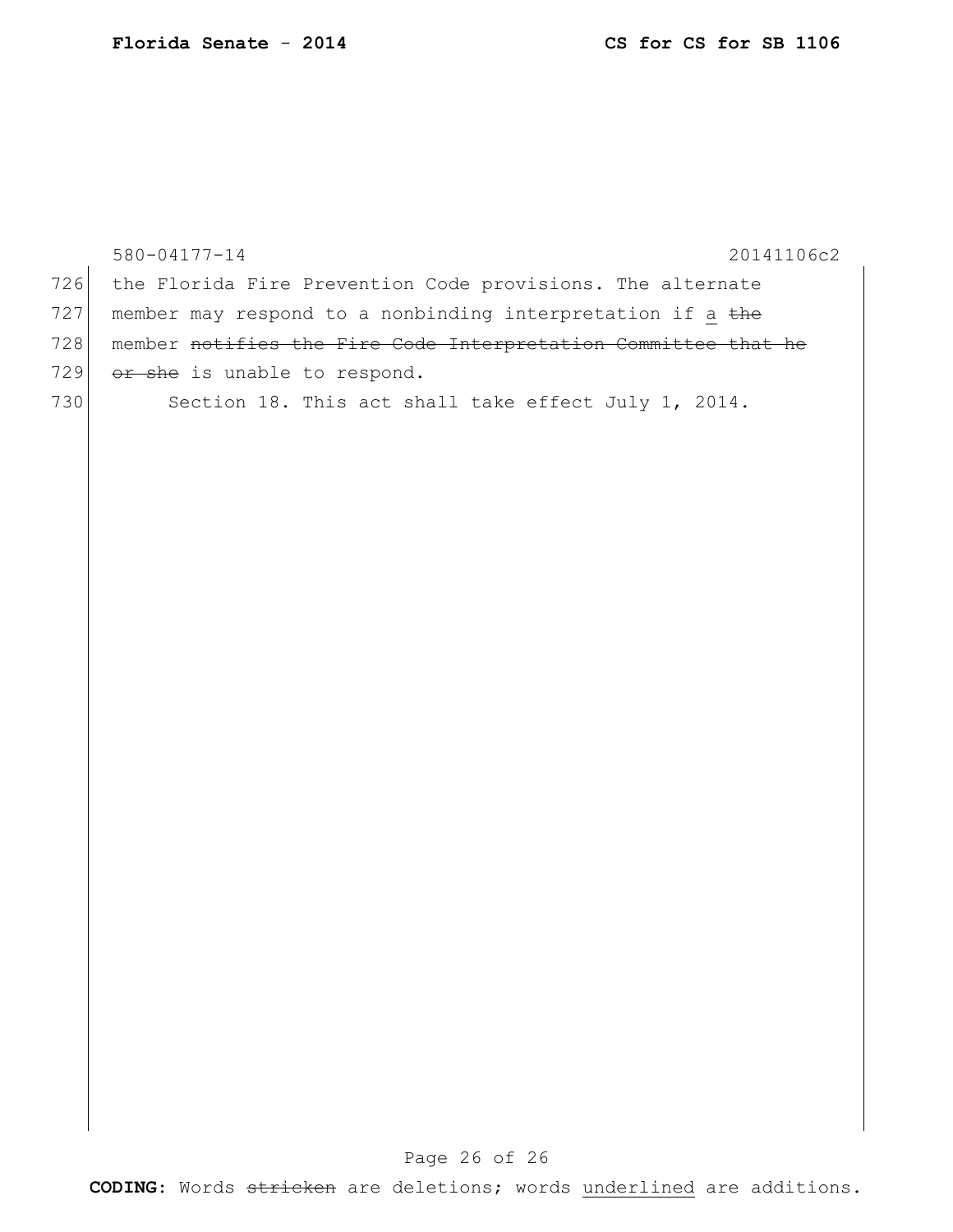726 the Florida Fire Prevention Code provisions. The alternate
727 member may respond to a nonbinding interpretation if <u>a</u> ~~the~~
728 member ~~notifies the Fire Code Interpretation Committee that he~~
729 ~~or she~~ is unable to respond.
730 Section 18. This act shall take effect July 1, 2014.

**CODING:** Words ~~stricken~~ are deletions; words <u>underlined</u> are additions.